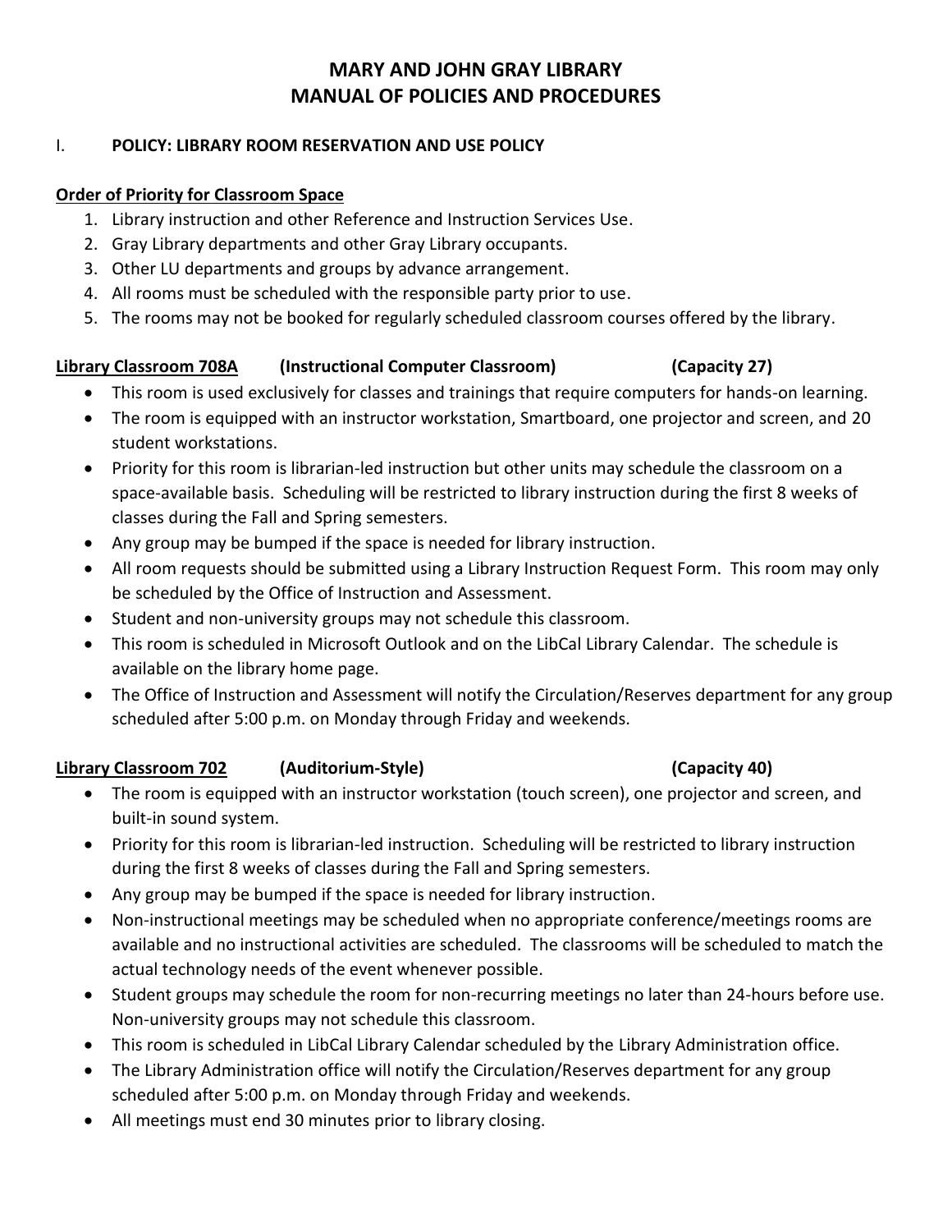# MARY AND JOHN GRAY LIBRARY
# MANUAL OF POLICIES AND PROCEDURES

## I. POLICY: LIBRARY ROOM RESERVATION AND USE POLICY

### Order of Priority for Classroom Space

1. Library instruction and other Reference and Instruction Services Use.
2. Gray Library departments and other Gray Library occupants.
3. Other LU departments and groups by advance arrangement.
4. All rooms must be scheduled with the responsible party prior to use.
5. The rooms may not be booked for regularly scheduled classroom courses offered by the library.

### Library Classroom 708A (Instructional Computer Classroom) (Capacity 27)

- This room is used exclusively for classes and trainings that require computers for hands-on learning.
- The room is equipped with an instructor workstation, Smartboard, one projector and screen, and 20 student workstations.
- Priority for this room is librarian-led instruction but other units may schedule the classroom on a space-available basis. Scheduling will be restricted to library instruction during the first 8 weeks of classes during the Fall and Spring semesters.
- Any group may be bumped if the space is needed for library instruction.
- All room requests should be submitted using a Library Instruction Request Form. This room may only be scheduled by the Office of Instruction and Assessment.
- Student and non-university groups may not schedule this classroom.
- This room is scheduled in Microsoft Outlook and on the LibCal Library Calendar. The schedule is available on the library home page.
- The Office of Instruction and Assessment will notify the Circulation/Reserves department for any group scheduled after 5:00 p.m. on Monday through Friday and weekends.

### Library Classroom 702 (Auditorium-Style) (Capacity 40)

- The room is equipped with an instructor workstation (touch screen), one projector and screen, and built-in sound system.
- Priority for this room is librarian-led instruction. Scheduling will be restricted to library instruction during the first 8 weeks of classes during the Fall and Spring semesters.
- Any group may be bumped if the space is needed for library instruction.
- Non-instructional meetings may be scheduled when no appropriate conference/meetings rooms are available and no instructional activities are scheduled. The classrooms will be scheduled to match the actual technology needs of the event whenever possible.
- Student groups may schedule the room for non-recurring meetings no later than 24-hours before use. Non-university groups may not schedule this classroom.
- This room is scheduled in LibCal Library Calendar scheduled by the Library Administration office.
- The Library Administration office will notify the Circulation/Reserves department for any group scheduled after 5:00 p.m. on Monday through Friday and weekends.
- All meetings must end 30 minutes prior to library closing.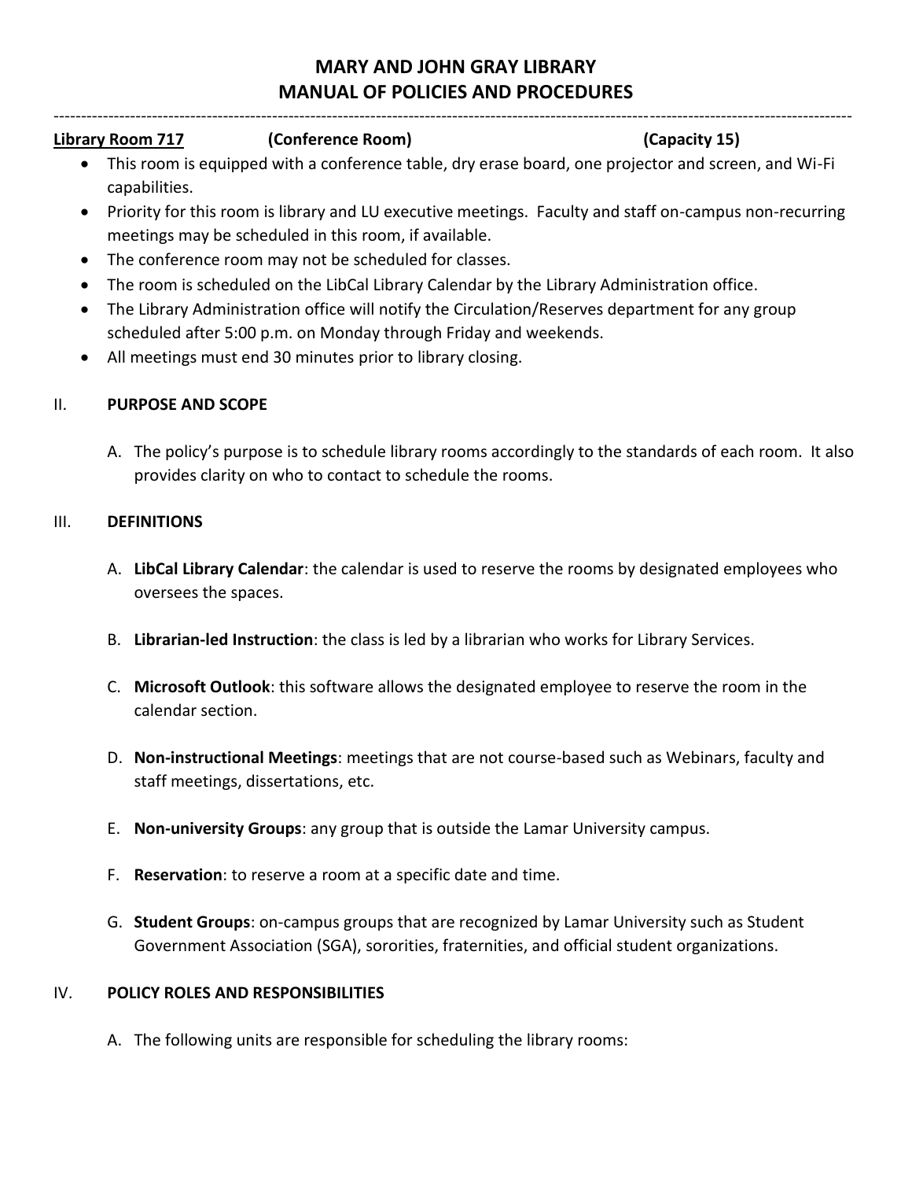**Library Room 717** **(Conference Room)** **(Capacity 15)**

- This room is equipped with a conference table, dry erase board, one projector and screen, and Wi-Fi capabilities.
- Priority for this room is library and LU executive meetings. Faculty and staff on-campus non-recurring meetings may be scheduled in this room, if available.
- The conference room may not be scheduled for classes.
- The room is scheduled on the LibCal Library Calendar by the Library Administration office.
- The Library Administration office will notify the Circulation/Reserves department for any group scheduled after 5:00 p.m. on Monday through Friday and weekends.
- All meetings must end 30 minutes prior to library closing.

## II. PURPOSE AND SCOPE

A. The policy's purpose is to schedule library rooms accordingly to the standards of each room. It also provides clarity on who to contact to schedule the rooms.

## III. DEFINITIONS

A. **LibCal Library Calendar**: the calendar is used to reserve the rooms by designated employees who oversees the spaces.

B. **Librarian-led Instruction**: the class is led by a librarian who works for Library Services.

C. **Microsoft Outlook**: this software allows the designated employee to reserve the room in the calendar section.

D. **Non-instructional Meetings**: meetings that are not course-based such as Webinars, faculty and staff meetings, dissertations, etc.

E. **Non-university Groups**: any group that is outside the Lamar University campus.

F. **Reservation**: to reserve a room at a specific date and time.

G. **Student Groups**: on-campus groups that are recognized by Lamar University such as Student Government Association (SGA), sororities, fraternities, and official student organizations.

## IV. POLICY ROLES AND RESPONSIBILITIES

A. The following units are responsible for scheduling the library rooms: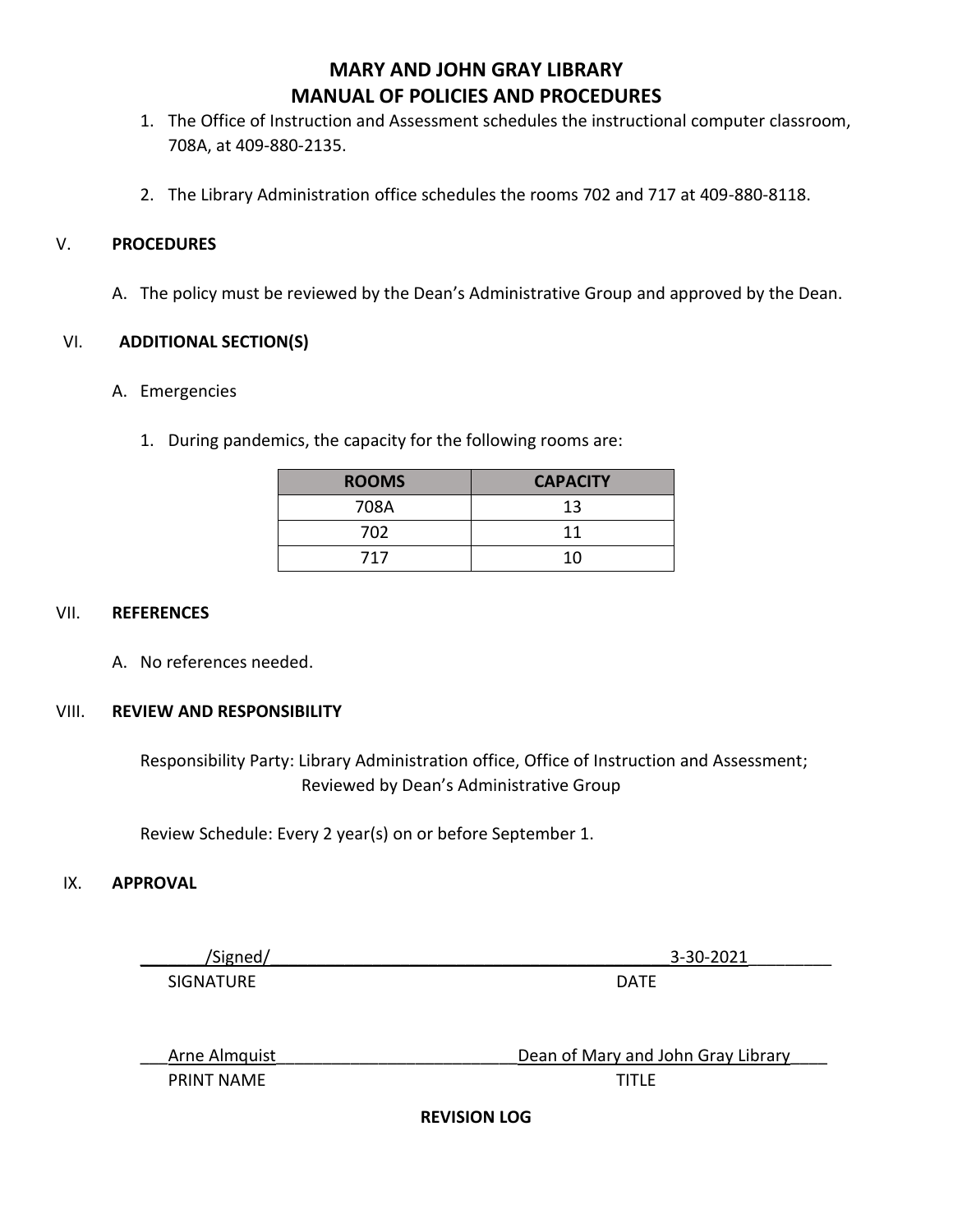# MARY AND JOHN GRAY LIBRARY
# MANUAL OF POLICIES AND PROCEDURES

1. The Office of Instruction and Assessment schedules the instructional computer classroom, 708A, at 409-880-2135.

2. The Library Administration office schedules the rooms 702 and 717 at 409-880-8118.

## V. PROCEDURES

A. The policy must be reviewed by the Dean's Administrative Group and approved by the Dean.

## VI. ADDITIONAL SECTION(S)

A. Emergencies

1. During pandemics, the capacity for the following rooms are:

| ROOMS | CAPACITY |
|---|---|
| 708A | 13 |
| 702 | 11 |
| 717 | 10 |

## VII. REFERENCES

A. No references needed.

## VIII. REVIEW AND RESPONSIBILITY

Responsibility Party: Library Administration office, Office of Instruction and Assessment; Reviewed by Dean's Administrative Group

Review Schedule: Every 2 year(s) on or before September 1.

## IX. APPROVAL

/Signed/ — 3-30-2021

SIGNATURE — DATE

Arne Almquist — Dean of Mary and John Gray Library

PRINT NAME — TITLE

**REVISION LOG**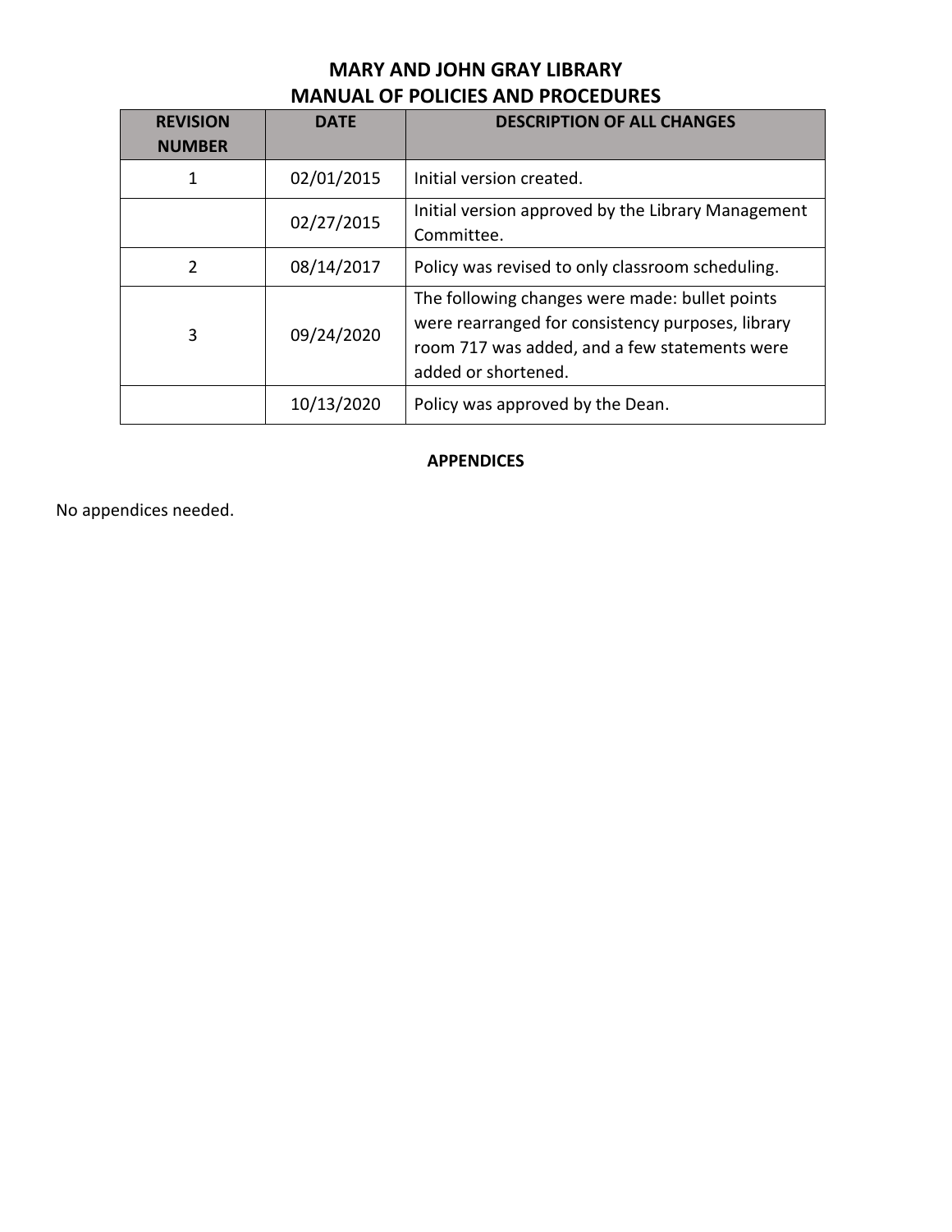# MARY AND JOHN GRAY LIBRARY
## MANUAL OF POLICIES AND PROCEDURES

| REVISION NUMBER | DATE | DESCRIPTION OF ALL CHANGES |
|---|---|---|
| 1 | 02/01/2015 | Initial version created. |
| | 02/27/2015 | Initial version approved by the Library Management Committee. |
| 2 | 08/14/2017 | Policy was revised to only classroom scheduling. |
| 3 | 09/24/2020 | The following changes were made: bullet points were rearranged for consistency purposes, library room 717 was added, and a few statements were added or shortened. |
| | 10/13/2020 | Policy was approved by the Dean. |

**APPENDICES**

No appendices needed.